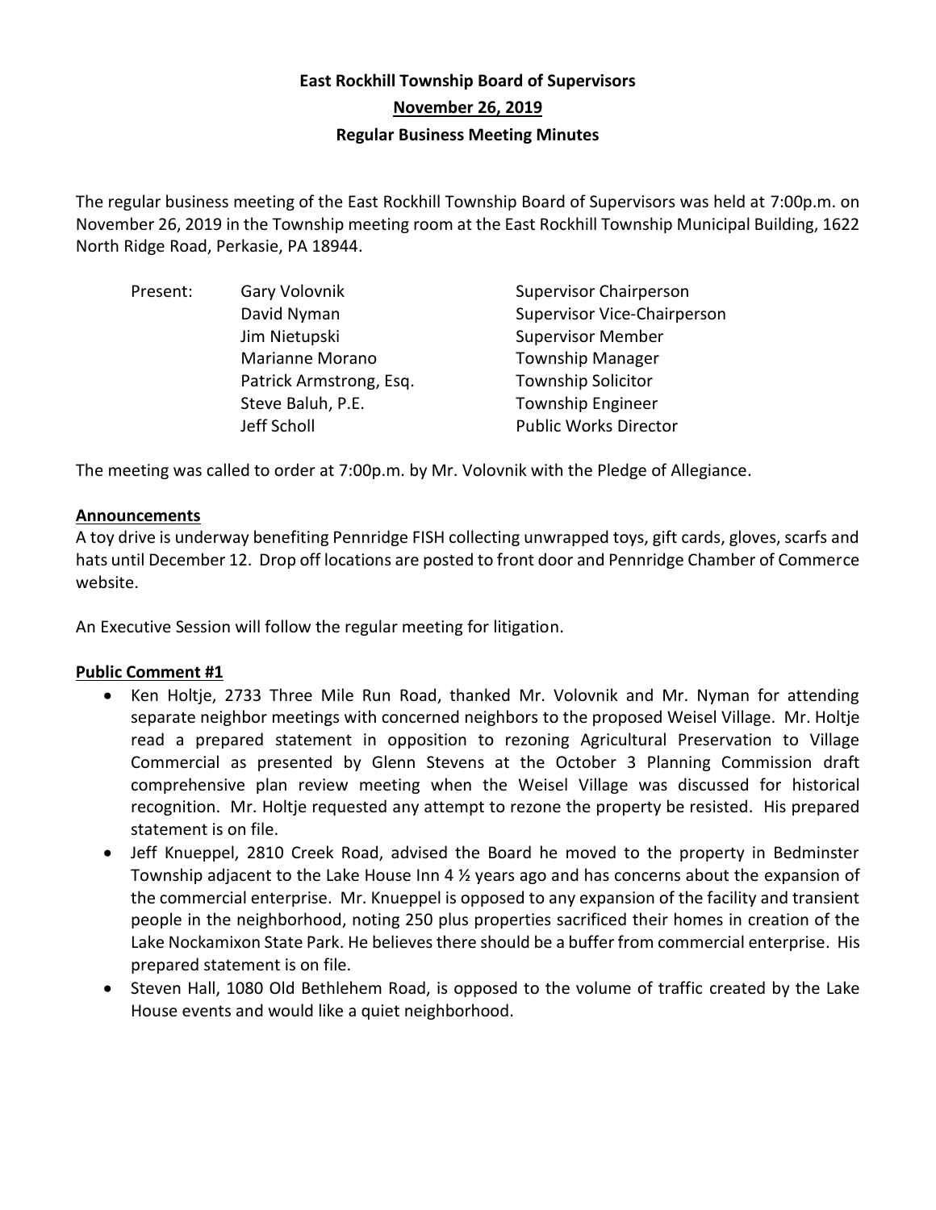# East Rockhill Township Board of Supervisors

## November 26, 2019

## Regular Business Meeting Minutes

The regular business meeting of the East Rockhill Township Board of Supervisors was held at 7:00p.m. on November 26, 2019 in the Township meeting room at the East Rockhill Township Municipal Building, 1622 North Ridge Road, Perkasie, PA 18944.

| Present: | | |
|---|---|---|
| | Gary Volovnik | Supervisor Chairperson |
| | David Nyman | Supervisor Vice-Chairperson |
| | Jim Nietupski | Supervisor Member |
| | Marianne Morano | Township Manager |
| | Patrick Armstrong, Esq. | Township Solicitor |
| | Steve Baluh, P.E. | Township Engineer |
| | Jeff Scholl | Public Works Director |

The meeting was called to order at 7:00p.m. by Mr. Volovnik with the Pledge of Allegiance.

**Announcements**

A toy drive is underway benefiting Pennridge FISH collecting unwrapped toys, gift cards, gloves, scarfs and hats until December 12. Drop off locations are posted to front door and Pennridge Chamber of Commerce website.

An Executive Session will follow the regular meeting for litigation.

**Public Comment #1**

- Ken Holtje, 2733 Three Mile Run Road, thanked Mr. Volovnik and Mr. Nyman for attending separate neighbor meetings with concerned neighbors to the proposed Weisel Village. Mr. Holtje read a prepared statement in opposition to rezoning Agricultural Preservation to Village Commercial as presented by Glenn Stevens at the October 3 Planning Commission draft comprehensive plan review meeting when the Weisel Village was discussed for historical recognition. Mr. Holtje requested any attempt to rezone the property be resisted. His prepared statement is on file.
- Jeff Knueppel, 2810 Creek Road, advised the Board he moved to the property in Bedminster Township adjacent to the Lake House Inn 4 ½ years ago and has concerns about the expansion of the commercial enterprise. Mr. Knueppel is opposed to any expansion of the facility and transient people in the neighborhood, noting 250 plus properties sacrificed their homes in creation of the Lake Nockamixon State Park. He believes there should be a buffer from commercial enterprise. His prepared statement is on file.
- Steven Hall, 1080 Old Bethlehem Road, is opposed to the volume of traffic created by the Lake House events and would like a quiet neighborhood.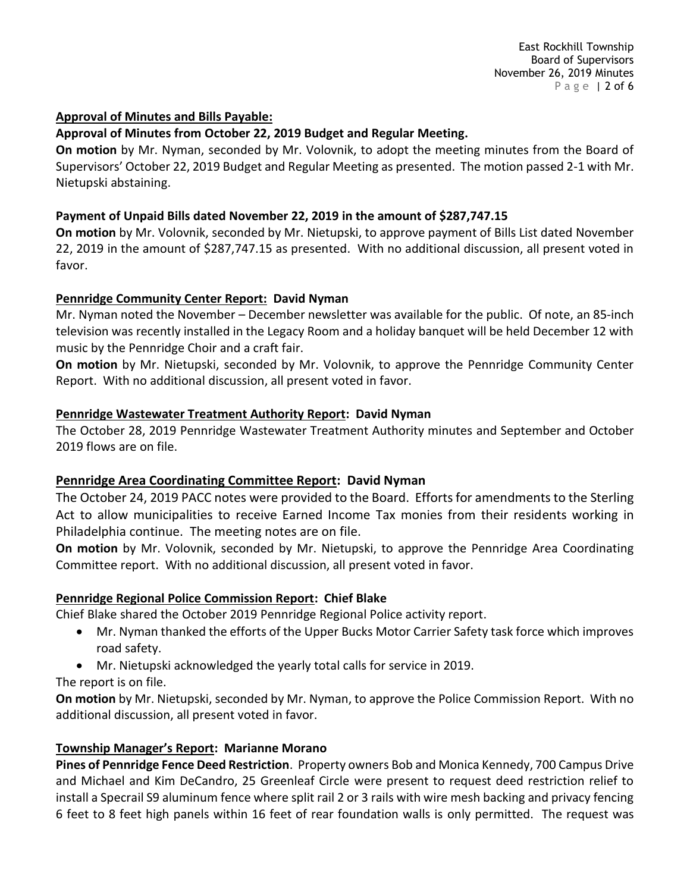## **Approval of Minutes and Bills Payable:**

**Approval of Minutes from October 22, 2019 Budget and Regular Meeting.**

**On motion** by Mr. Nyman, seconded by Mr. Volovnik, to adopt the meeting minutes from the Board of Supervisors' October 22, 2019 Budget and Regular Meeting as presented. The motion passed 2-1 with Mr. Nietupski abstaining.

**Payment of Unpaid Bills dated November 22, 2019 in the amount of $287,747.15**

**On motion** by Mr. Volovnik, seconded by Mr. Nietupski, to approve payment of Bills List dated November 22, 2019 in the amount of $287,747.15 as presented. With no additional discussion, all present voted in favor.

## **Pennridge Community Center Report: David Nyman**

Mr. Nyman noted the November – December newsletter was available for the public. Of note, an 85-inch television was recently installed in the Legacy Room and a holiday banquet will be held December 12 with music by the Pennridge Choir and a craft fair.

**On motion** by Mr. Nietupski, seconded by Mr. Volovnik, to approve the Pennridge Community Center Report. With no additional discussion, all present voted in favor.

## **Pennridge Wastewater Treatment Authority Report: David Nyman**

The October 28, 2019 Pennridge Wastewater Treatment Authority minutes and September and October 2019 flows are on file.

## **Pennridge Area Coordinating Committee Report: David Nyman**

The October 24, 2019 PACC notes were provided to the Board. Efforts for amendments to the Sterling Act to allow municipalities to receive Earned Income Tax monies from their residents working in Philadelphia continue. The meeting notes are on file.

**On motion** by Mr. Volovnik, seconded by Mr. Nietupski, to approve the Pennridge Area Coordinating Committee report. With no additional discussion, all present voted in favor.

## **Pennridge Regional Police Commission Report: Chief Blake**

Chief Blake shared the October 2019 Pennridge Regional Police activity report.

- Mr. Nyman thanked the efforts of the Upper Bucks Motor Carrier Safety task force which improves road safety.
- Mr. Nietupski acknowledged the yearly total calls for service in 2019.

The report is on file.

**On motion** by Mr. Nietupski, seconded by Mr. Nyman, to approve the Police Commission Report. With no additional discussion, all present voted in favor.

## **Township Manager's Report: Marianne Morano**

**Pines of Pennridge Fence Deed Restriction**. Property owners Bob and Monica Kennedy, 700 Campus Drive and Michael and Kim DeCandro, 25 Greenleaf Circle were present to request deed restriction relief to install a Specrail S9 aluminum fence where split rail 2 or 3 rails with wire mesh backing and privacy fencing 6 feet to 8 feet high panels within 16 feet of rear foundation walls is only permitted. The request was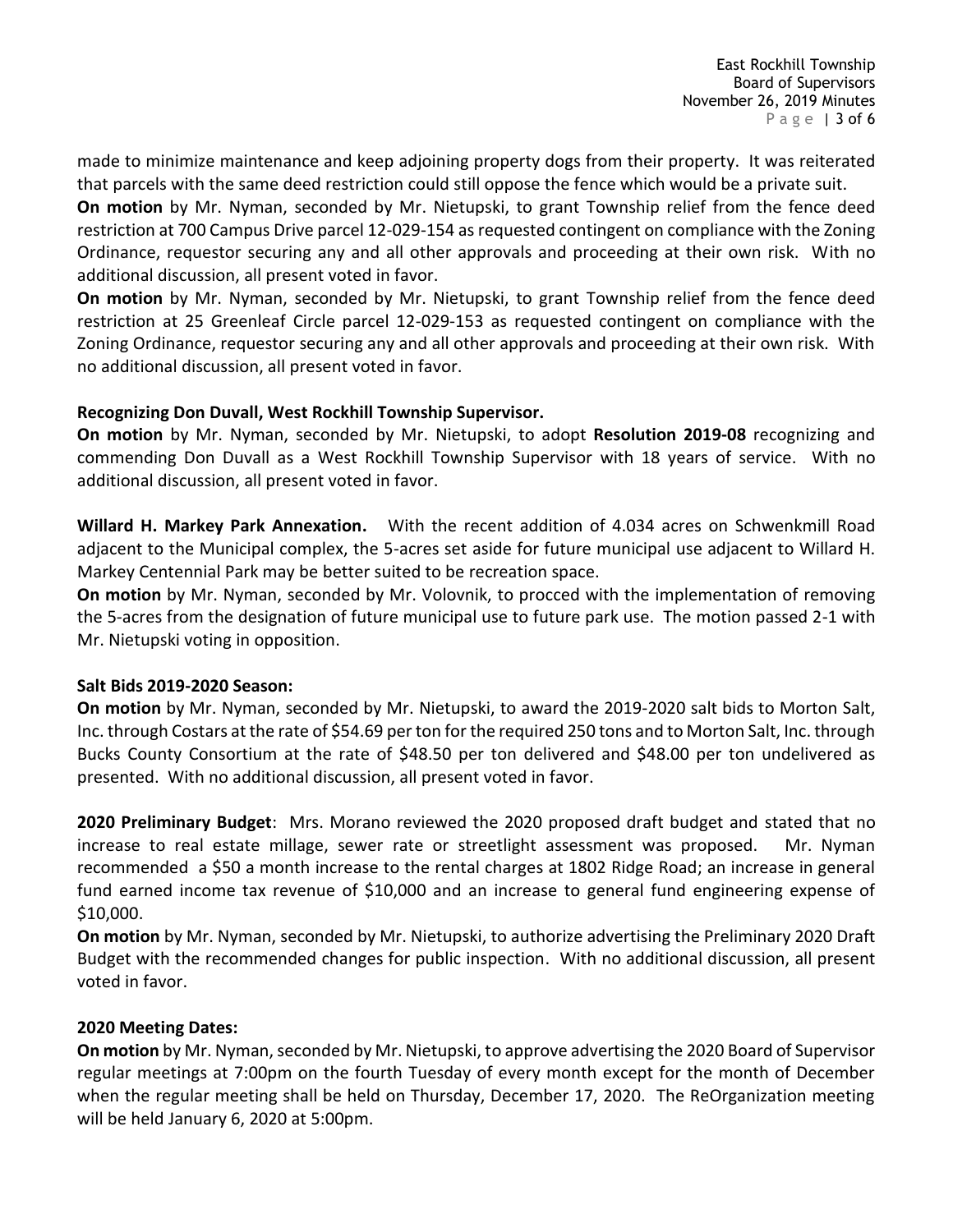made to minimize maintenance and keep adjoining property dogs from their property. It was reiterated that parcels with the same deed restriction could still oppose the fence which would be a private suit.

**On motion** by Mr. Nyman, seconded by Mr. Nietupski, to grant Township relief from the fence deed restriction at 700 Campus Drive parcel 12-029-154 as requested contingent on compliance with the Zoning Ordinance, requestor securing any and all other approvals and proceeding at their own risk. With no additional discussion, all present voted in favor.

**On motion** by Mr. Nyman, seconded by Mr. Nietupski, to grant Township relief from the fence deed restriction at 25 Greenleaf Circle parcel 12-029-153 as requested contingent on compliance with the Zoning Ordinance, requestor securing any and all other approvals and proceeding at their own risk. With no additional discussion, all present voted in favor.

**Recognizing Don Duvall, West Rockhill Township Supervisor.**

**On motion** by Mr. Nyman, seconded by Mr. Nietupski, to adopt **Resolution 2019-08** recognizing and commending Don Duvall as a West Rockhill Township Supervisor with 18 years of service. With no additional discussion, all present voted in favor.

**Willard H. Markey Park Annexation.** With the recent addition of 4.034 acres on Schwenkmill Road adjacent to the Municipal complex, the 5-acres set aside for future municipal use adjacent to Willard H. Markey Centennial Park may be better suited to be recreation space.

**On motion** by Mr. Nyman, seconded by Mr. Volovnik, to procced with the implementation of removing the 5-acres from the designation of future municipal use to future park use. The motion passed 2-1 with Mr. Nietupski voting in opposition.

**Salt Bids 2019-2020 Season:**

**On motion** by Mr. Nyman, seconded by Mr. Nietupski, to award the 2019-2020 salt bids to Morton Salt, Inc. through Costars at the rate of $54.69 per ton for the required 250 tons and to Morton Salt, Inc. through Bucks County Consortium at the rate of $48.50 per ton delivered and $48.00 per ton undelivered as presented. With no additional discussion, all present voted in favor.

**2020 Preliminary Budget**: Mrs. Morano reviewed the 2020 proposed draft budget and stated that no increase to real estate millage, sewer rate or streetlight assessment was proposed. Mr. Nyman recommended a $50 a month increase to the rental charges at 1802 Ridge Road; an increase in general fund earned income tax revenue of $10,000 and an increase to general fund engineering expense of $10,000.

**On motion** by Mr. Nyman, seconded by Mr. Nietupski, to authorize advertising the Preliminary 2020 Draft Budget with the recommended changes for public inspection. With no additional discussion, all present voted in favor.

**2020 Meeting Dates:**

**On motion** by Mr. Nyman, seconded by Mr. Nietupski, to approve advertising the 2020 Board of Supervisor regular meetings at 7:00pm on the fourth Tuesday of every month except for the month of December when the regular meeting shall be held on Thursday, December 17, 2020. The ReOrganization meeting will be held January 6, 2020 at 5:00pm.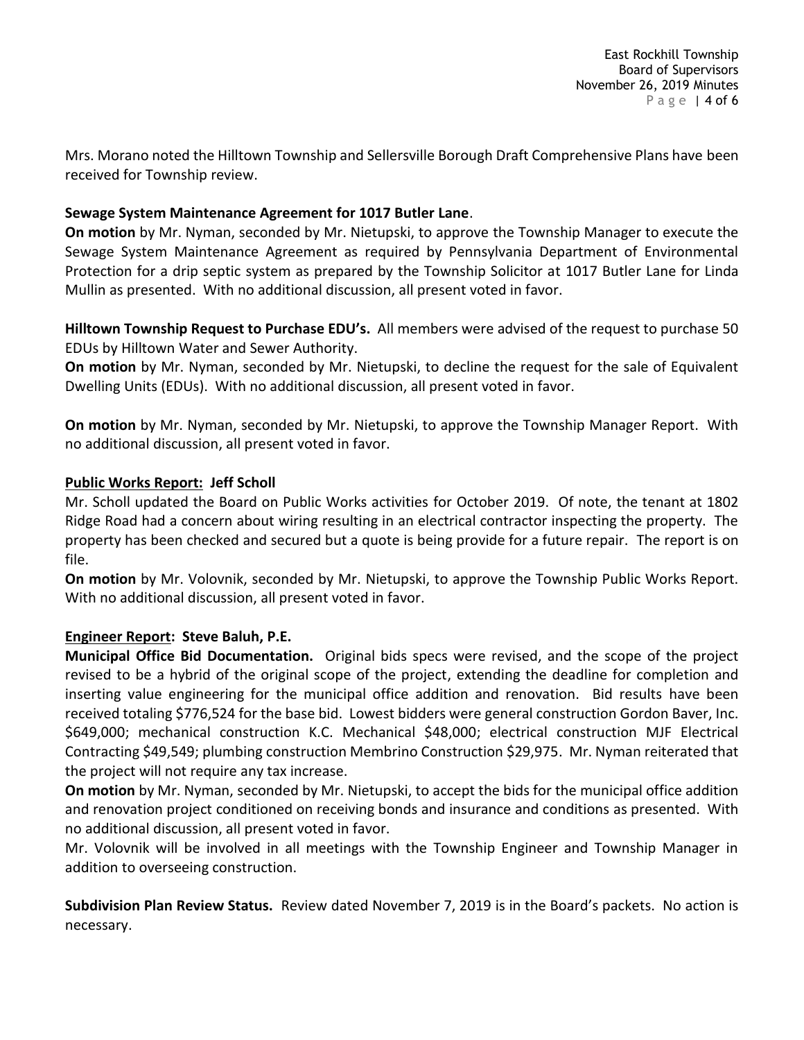Mrs. Morano noted the Hilltown Township and Sellersville Borough Draft Comprehensive Plans have been received for Township review.

**Sewage System Maintenance Agreement for 1017 Butler Lane**.

**On motion** by Mr. Nyman, seconded by Mr. Nietupski, to approve the Township Manager to execute the Sewage System Maintenance Agreement as required by Pennsylvania Department of Environmental Protection for a drip septic system as prepared by the Township Solicitor at 1017 Butler Lane for Linda Mullin as presented. With no additional discussion, all present voted in favor.

**Hilltown Township Request to Purchase EDU's.** All members were advised of the request to purchase 50 EDUs by Hilltown Water and Sewer Authority.

**On motion** by Mr. Nyman, seconded by Mr. Nietupski, to decline the request for the sale of Equivalent Dwelling Units (EDUs). With no additional discussion, all present voted in favor.

**On motion** by Mr. Nyman, seconded by Mr. Nietupski, to approve the Township Manager Report. With no additional discussion, all present voted in favor.

**Public Works Report: Jeff Scholl**

Mr. Scholl updated the Board on Public Works activities for October 2019. Of note, the tenant at 1802 Ridge Road had a concern about wiring resulting in an electrical contractor inspecting the property. The property has been checked and secured but a quote is being provide for a future repair. The report is on file.

**On motion** by Mr. Volovnik, seconded by Mr. Nietupski, to approve the Township Public Works Report. With no additional discussion, all present voted in favor.

**Engineer Report: Steve Baluh, P.E.**

**Municipal Office Bid Documentation.** Original bids specs were revised, and the scope of the project revised to be a hybrid of the original scope of the project, extending the deadline for completion and inserting value engineering for the municipal office addition and renovation. Bid results have been received totaling $776,524 for the base bid. Lowest bidders were general construction Gordon Baver, Inc. $649,000; mechanical construction K.C. Mechanical $48,000; electrical construction MJF Electrical Contracting $49,549; plumbing construction Membrino Construction $29,975. Mr. Nyman reiterated that the project will not require any tax increase.

**On motion** by Mr. Nyman, seconded by Mr. Nietupski, to accept the bids for the municipal office addition and renovation project conditioned on receiving bonds and insurance and conditions as presented. With no additional discussion, all present voted in favor.

Mr. Volovnik will be involved in all meetings with the Township Engineer and Township Manager in addition to overseeing construction.

**Subdivision Plan Review Status.** Review dated November 7, 2019 is in the Board's packets. No action is necessary.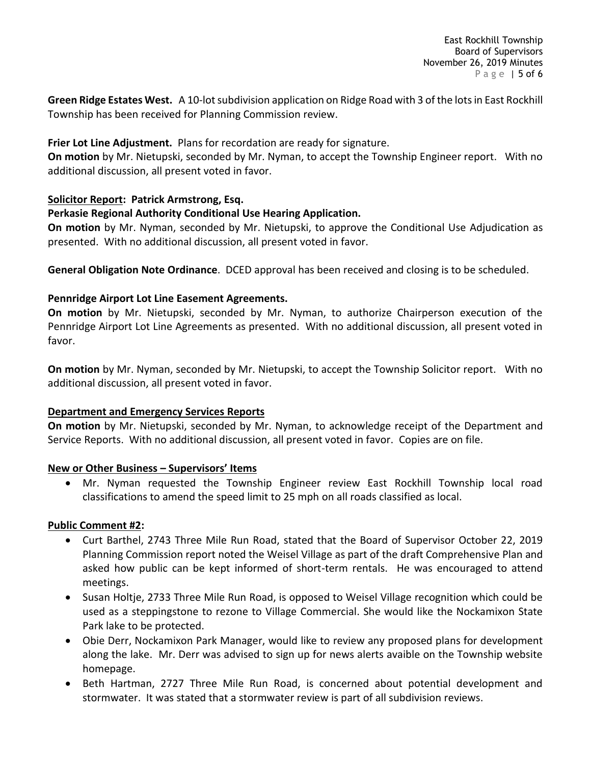**Green Ridge Estates West.** A 10-lot subdivision application on Ridge Road with 3 of the lots in East Rockhill Township has been received for Planning Commission review.

**Frier Lot Line Adjustment.** Plans for recordation are ready for signature.
**On motion** by Mr. Nietupski, seconded by Mr. Nyman, to accept the Township Engineer report. With no additional discussion, all present voted in favor.

**<u>Solicitor Report</u>: Patrick Armstrong, Esq.**
**Perkasie Regional Authority Conditional Use Hearing Application.**
**On motion** by Mr. Nyman, seconded by Mr. Nietupski, to approve the Conditional Use Adjudication as presented. With no additional discussion, all present voted in favor.

**General Obligation Note Ordinance**. DCED approval has been received and closing is to be scheduled.

**Pennridge Airport Lot Line Easement Agreements.**
**On motion** by Mr. Nietupski, seconded by Mr. Nyman, to authorize Chairperson execution of the Pennridge Airport Lot Line Agreements as presented. With no additional discussion, all present voted in favor.

**On motion** by Mr. Nyman, seconded by Mr. Nietupski, to accept the Township Solicitor report. With no additional discussion, all present voted in favor.

**<u>Department and Emergency Services Reports</u>**
**On motion** by Mr. Nietupski, seconded by Mr. Nyman, to acknowledge receipt of the Department and Service Reports. With no additional discussion, all present voted in favor. Copies are on file.

**<u>New or Other Business – Supervisors' Items</u>**

- Mr. Nyman requested the Township Engineer review East Rockhill Township local road classifications to amend the speed limit to 25 mph on all roads classified as local.

**<u>Public Comment #2</u>:**

- Curt Barthel, 2743 Three Mile Run Road, stated that the Board of Supervisor October 22, 2019 Planning Commission report noted the Weisel Village as part of the draft Comprehensive Plan and asked how public can be kept informed of short-term rentals. He was encouraged to attend meetings.
- Susan Holtje, 2733 Three Mile Run Road, is opposed to Weisel Village recognition which could be used as a steppingstone to rezone to Village Commercial. She would like the Nockamixon State Park lake to be protected.
- Obie Derr, Nockamixon Park Manager, would like to review any proposed plans for development along the lake. Mr. Derr was advised to sign up for news alerts avaible on the Township website homepage.
- Beth Hartman, 2727 Three Mile Run Road, is concerned about potential development and stormwater. It was stated that a stormwater review is part of all subdivision reviews.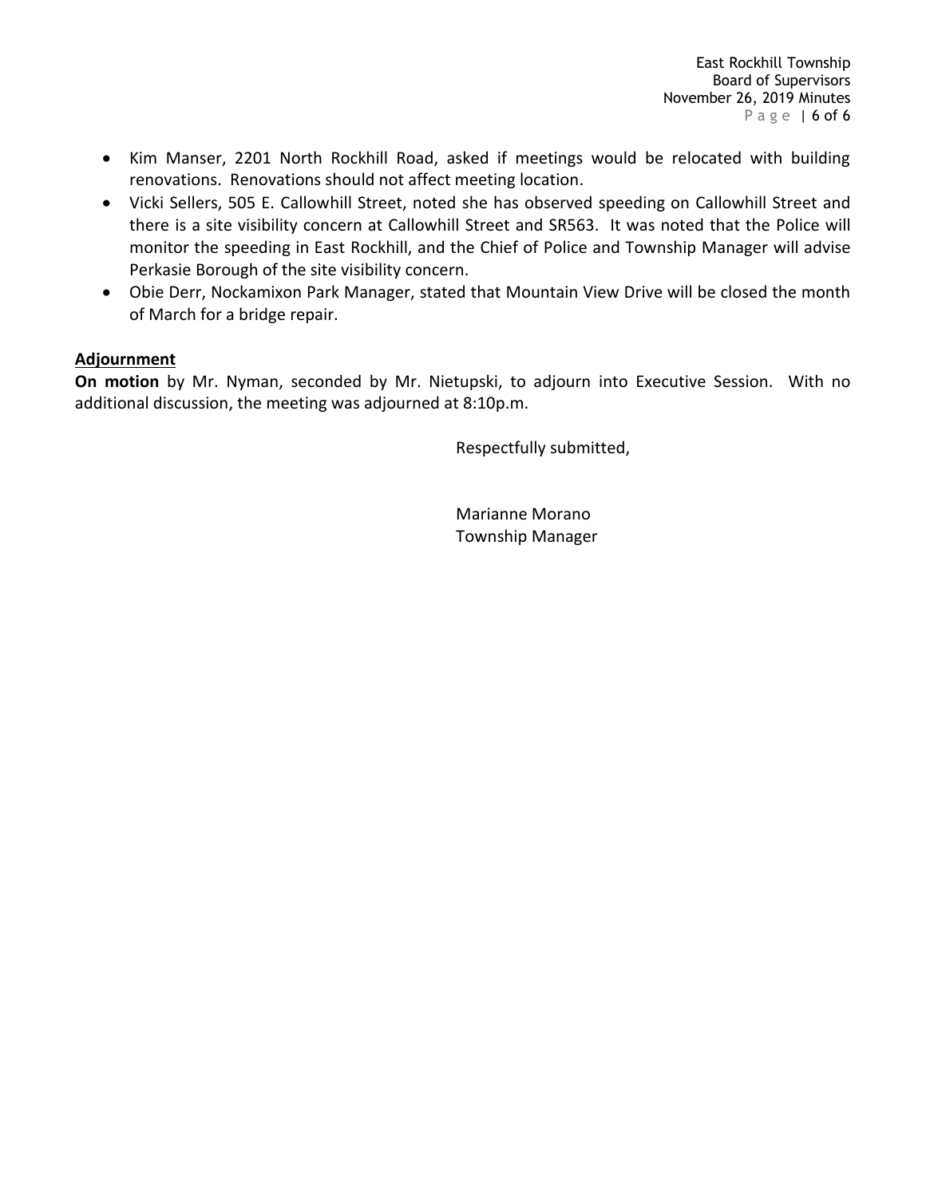- Kim Manser, 2201 North Rockhill Road, asked if meetings would be relocated with building renovations. Renovations should not affect meeting location.
- Vicki Sellers, 505 E. Callowhill Street, noted she has observed speeding on Callowhill Street and there is a site visibility concern at Callowhill Street and SR563. It was noted that the Police will monitor the speeding in East Rockhill, and the Chief of Police and Township Manager will advise Perkasie Borough of the site visibility concern.
- Obie Derr, Nockamixon Park Manager, stated that Mountain View Drive will be closed the month of March for a bridge repair.

**Adjournment**

**On motion** by Mr. Nyman, seconded by Mr. Nietupski, to adjourn into Executive Session. With no additional discussion, the meeting was adjourned at 8:10p.m.

Respectfully submitted,

Marianne Morano
Township Manager